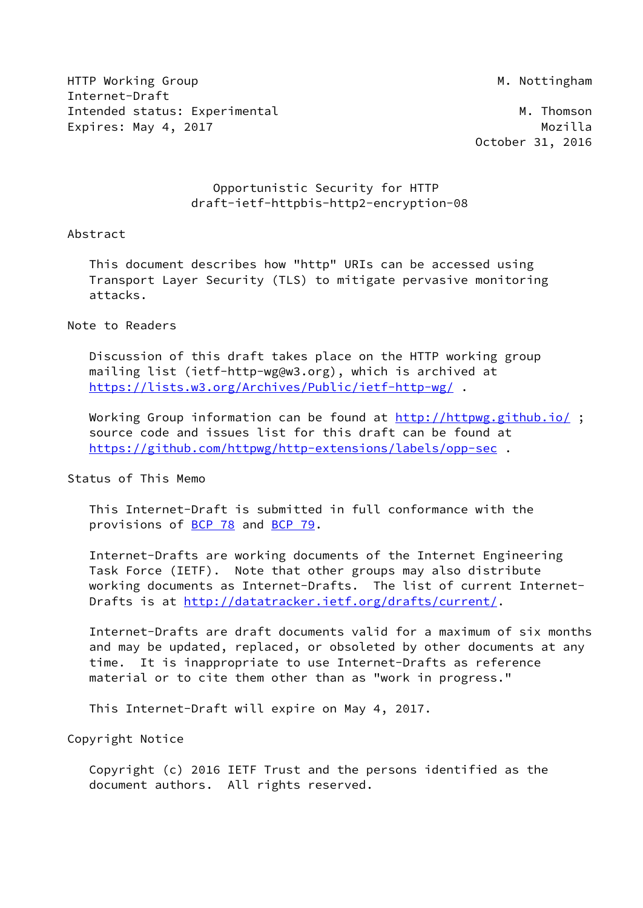HTTP Working Group M. Nottingham
Internet-Draft
Intended status: Experimental M. Thomson
Expires: May 4, 2017 Mozilla
October 31, 2016

# Opportunistic Security for HTTP
## draft-ietf-httpbis-http2-encryption-08

## Abstract

This document describes how "http" URIs can be accessed using Transport Layer Security (TLS) to mitigate pervasive monitoring attacks.

## Note to Readers

Discussion of this draft takes place on the HTTP working group mailing list (ietf-http-wg@w3.org), which is archived at https://lists.w3.org/Archives/Public/ietf-http-wg/ .

Working Group information can be found at http://httpwg.github.io/ ; source code and issues list for this draft can be found at https://github.com/httpwg/http-extensions/labels/opp-sec .

## Status of This Memo

This Internet-Draft is submitted in full conformance with the provisions of BCP 78 and BCP 79.

Internet-Drafts are working documents of the Internet Engineering Task Force (IETF). Note that other groups may also distribute working documents as Internet-Drafts. The list of current Internet-Drafts is at http://datatracker.ietf.org/drafts/current/.

Internet-Drafts are draft documents valid for a maximum of six months and may be updated, replaced, or obsoleted by other documents at any time. It is inappropriate to use Internet-Drafts as reference material or to cite them other than as "work in progress."

This Internet-Draft will expire on May 4, 2017.

## Copyright Notice

Copyright (c) 2016 IETF Trust and the persons identified as the document authors. All rights reserved.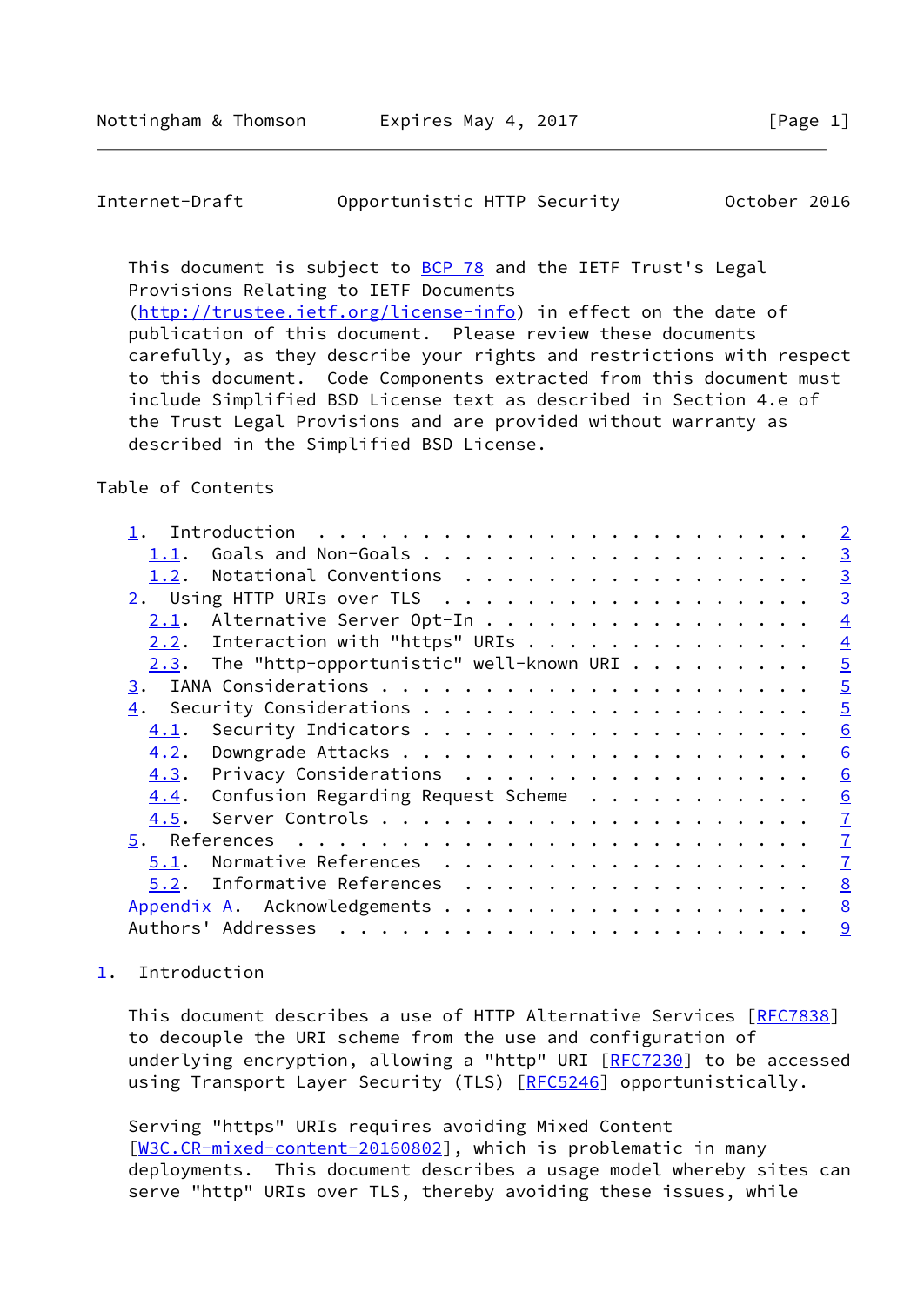This document is subject to BCP 78 and the IETF Trust's Legal Provisions Relating to IETF Documents (http://trustee.ietf.org/license-info) in effect on the date of publication of this document. Please review these documents carefully, as they describe your rights and restrictions with respect to this document. Code Components extracted from this document must include Simplified BSD License text as described in Section 4.e of the Trust Legal Provisions and are provided without warranty as described in the Simplified BSD License.

Table of Contents

```
   1.  Introduction  . . . . . . . . . . . . . . . . . . . . . . . .   2
     1.1.  Goals and Non-Goals . . . . . . . . . . . . . . . . . . .   3
     1.2.  Notational Conventions  . . . . . . . . . . . . . . . . .   3
   2.  Using HTTP URIs over TLS  . . . . . . . . . . . . . . . . . .   3
     2.1.  Alternative Server Opt-In . . . . . . . . . . . . . . . .   4
     2.2.  Interaction with "https" URIs . . . . . . . . . . . . . .   4
     2.3.  The "http-opportunistic" well-known URI . . . . . . . . .   5
   3.  IANA Considerations . . . . . . . . . . . . . . . . . . . . .   5
   4.  Security Considerations . . . . . . . . . . . . . . . . . . .   5
     4.1.  Security Indicators . . . . . . . . . . . . . . . . . . .   6
     4.2.  Downgrade Attacks . . . . . . . . . . . . . . . . . . . .   6
     4.3.  Privacy Considerations  . . . . . . . . . . . . . . . . .   6
     4.4.  Confusion Regarding Request Scheme  . . . . . . . . . . .   6
     4.5.  Server Controls . . . . . . . . . . . . . . . . . . . . .   7
   5.  References  . . . . . . . . . . . . . . . . . . . . . . . . .   7
     5.1.  Normative References  . . . . . . . . . . . . . . . . . .   7
     5.2.  Informative References  . . . . . . . . . . . . . . . . .   8
   Appendix A.  Acknowledgements . . . . . . . . . . . . . . . . . .   8
   Authors' Addresses  . . . . . . . . . . . . . . . . . . . . . . .   9
```

## 1. Introduction

This document describes a use of HTTP Alternative Services [RFC7838] to decouple the URI scheme from the use and configuration of underlying encryption, allowing a "http" URI [RFC7230] to be accessed using Transport Layer Security (TLS) [RFC5246] opportunistically.

Serving "https" URIs requires avoiding Mixed Content [W3C.CR-mixed-content-20160802], which is problematic in many deployments. This document describes a usage model whereby sites can serve "http" URIs over TLS, thereby avoiding these issues, while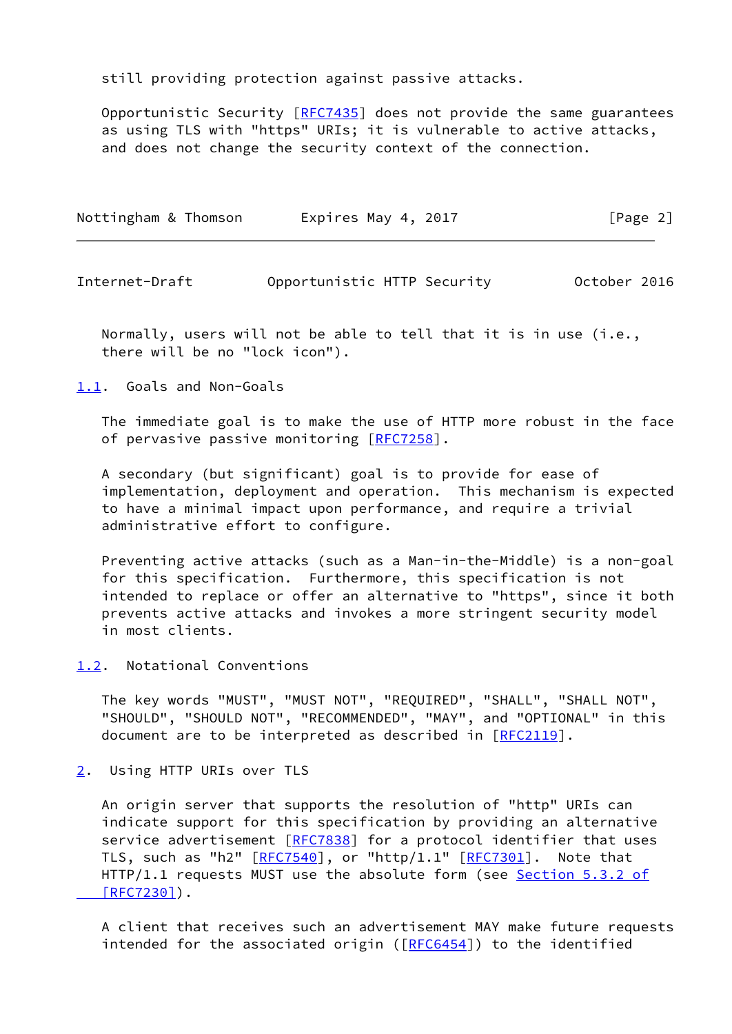still providing protection against passive attacks.

Opportunistic Security [RFC7435] does not provide the same guarantees as using TLS with "https" URIs; it is vulnerable to active attacks, and does not change the security context of the connection. Normally, users will not be able to tell that it is in use (i.e., there will be no "lock icon").

### 1.1. Goals and Non-Goals

The immediate goal is to make the use of HTTP more robust in the face of pervasive passive monitoring [RFC7258].

A secondary (but significant) goal is to provide for ease of implementation, deployment and operation. This mechanism is expected to have a minimal impact upon performance, and require a trivial administrative effort to configure.

Preventing active attacks (such as a Man-in-the-Middle) is a non-goal for this specification. Furthermore, this specification is not intended to replace or offer an alternative to "https", since it both prevents active attacks and invokes a more stringent security model in most clients.

### 1.2. Notational Conventions

The key words "MUST", "MUST NOT", "REQUIRED", "SHALL", "SHALL NOT", "SHOULD", "SHOULD NOT", "RECOMMENDED", "MAY", and "OPTIONAL" in this document are to be interpreted as described in [RFC2119].

## 2. Using HTTP URIs over TLS

An origin server that supports the resolution of "http" URIs can indicate support for this specification by providing an alternative service advertisement [RFC7838] for a protocol identifier that uses TLS, such as "h2" [RFC7540], or "http/1.1" [RFC7301]. Note that HTTP/1.1 requests MUST use the absolute form (see Section 5.3.2 of [RFC7230]).

A client that receives such an advertisement MAY make future requests intended for the associated origin ([RFC6454]) to the identified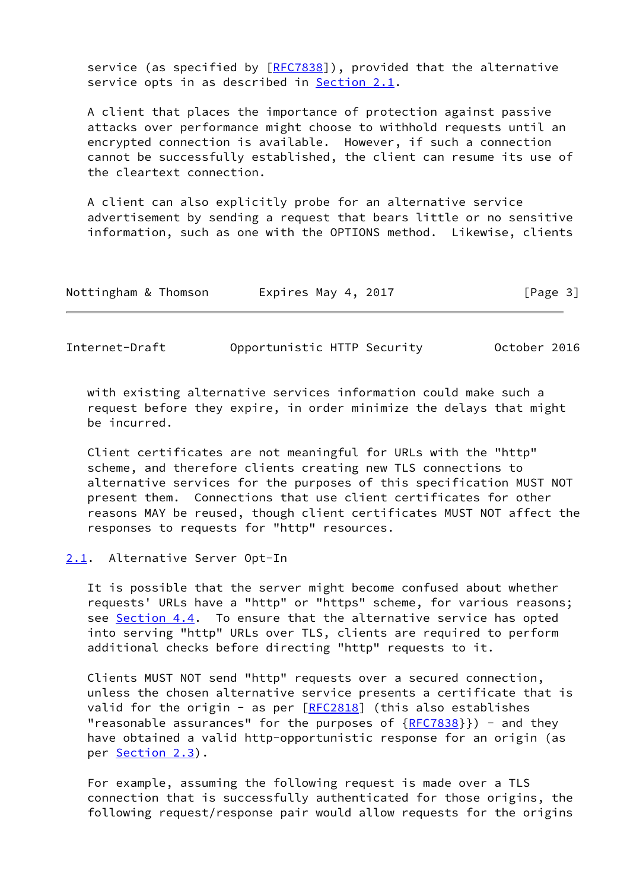service (as specified by [RFC7838]), provided that the alternative service opts in as described in Section 2.1.

A client that places the importance of protection against passive attacks over performance might choose to withhold requests until an encrypted connection is available. However, if such a connection cannot be successfully established, the client can resume its use of the cleartext connection.

A client can also explicitly probe for an alternative service advertisement by sending a request that bears little or no sensitive information, such as one with the OPTIONS method. Likewise, clients with existing alternative services information could make such a request before they expire, in order minimize the delays that might be incurred.

Client certificates are not meaningful for URLs with the "http" scheme, and therefore clients creating new TLS connections to alternative services for the purposes of this specification MUST NOT present them. Connections that use client certificates for other reasons MAY be reused, though client certificates MUST NOT affect the responses to requests for "http" resources.

## 2.1. Alternative Server Opt-In

It is possible that the server might become confused about whether requests' URLs have a "http" or "https" scheme, for various reasons; see Section 4.4. To ensure that the alternative service has opted into serving "http" URLs over TLS, clients are required to perform additional checks before directing "http" requests to it.

Clients MUST NOT send "http" requests over a secured connection, unless the chosen alternative service presents a certificate that is valid for the origin - as per [RFC2818] (this also establishes "reasonable assurances" for the purposes of {RFC7838}}) - and they have obtained a valid http-opportunistic response for an origin (as per Section 2.3).

For example, assuming the following request is made over a TLS connection that is successfully authenticated for those origins, the following request/response pair would allow requests for the origins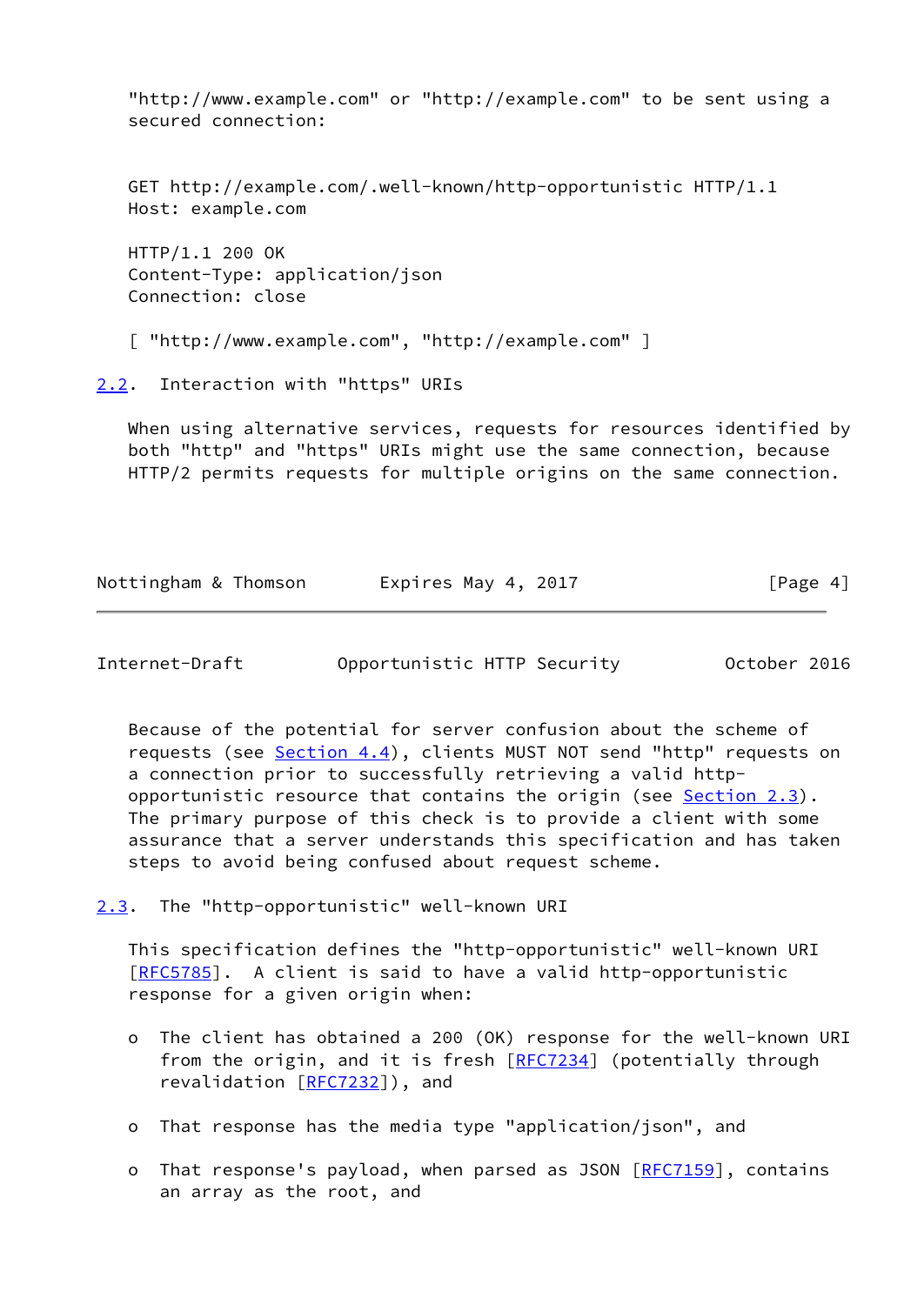"http://www.example.com" or "http://example.com" to be sent using a secured connection:

```
GET http://example.com/.well-known/http-opportunistic HTTP/1.1
Host: example.com

HTTP/1.1 200 OK
Content-Type: application/json
Connection: close

[ "http://www.example.com", "http://example.com" ]
```

## 2.2. Interaction with "https" URIs

When using alternative services, requests for resources identified by both "http" and "https" URIs might use the same connection, because HTTP/2 permits requests for multiple origins on the same connection.

Because of the potential for server confusion about the scheme of requests (see Section 4.4), clients MUST NOT send "http" requests on a connection prior to successfully retrieving a valid http-opportunistic resource that contains the origin (see Section 2.3). The primary purpose of this check is to provide a client with some assurance that a server understands this specification and has taken steps to avoid being confused about request scheme.

## 2.3. The "http-opportunistic" well-known URI

This specification defines the "http-opportunistic" well-known URI [RFC5785]. A client is said to have a valid http-opportunistic response for a given origin when:

- The client has obtained a 200 (OK) response for the well-known URI from the origin, and it is fresh [RFC7234] (potentially through revalidation [RFC7232]), and
- That response has the media type "application/json", and
- That response's payload, when parsed as JSON [RFC7159], contains an array as the root, and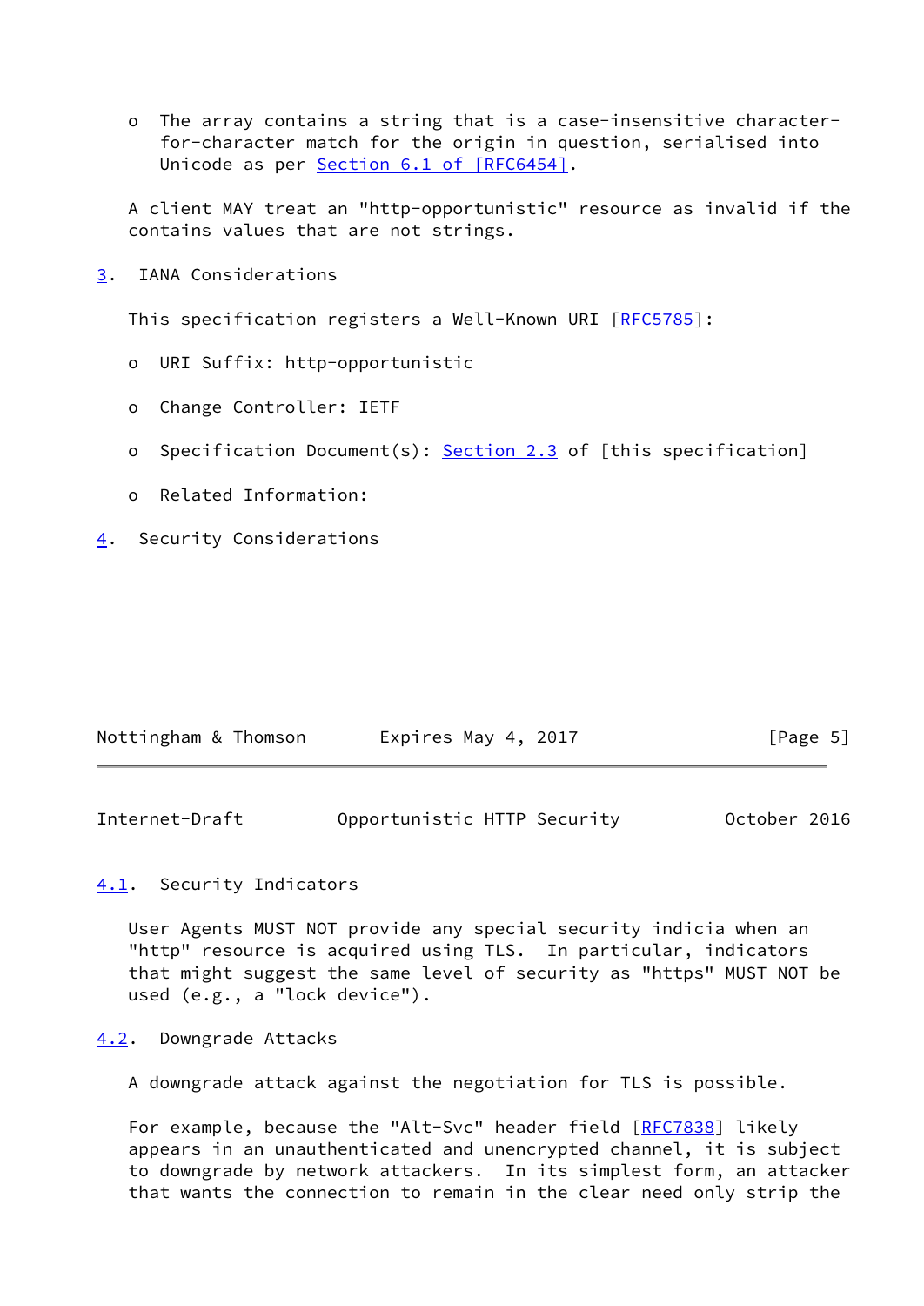- The array contains a string that is a case-insensitive character-for-character match for the origin in question, serialised into Unicode as per Section 6.1 of [RFC6454].

A client MAY treat an "http-opportunistic" resource as invalid if the contains values that are not strings.

## 3. IANA Considerations

This specification registers a Well-Known URI [RFC5785]:

- URI Suffix: http-opportunistic
- Change Controller: IETF
- Specification Document(s): Section 2.3 of [this specification]
- Related Information:

## 4. Security Considerations

### 4.1. Security Indicators

User Agents MUST NOT provide any special security indicia when an "http" resource is acquired using TLS. In particular, indicators that might suggest the same level of security as "https" MUST NOT be used (e.g., a "lock device").

### 4.2. Downgrade Attacks

A downgrade attack against the negotiation for TLS is possible.

For example, because the "Alt-Svc" header field [RFC7838] likely appears in an unauthenticated and unencrypted channel, it is subject to downgrade by network attackers. In its simplest form, an attacker that wants the connection to remain in the clear need only strip the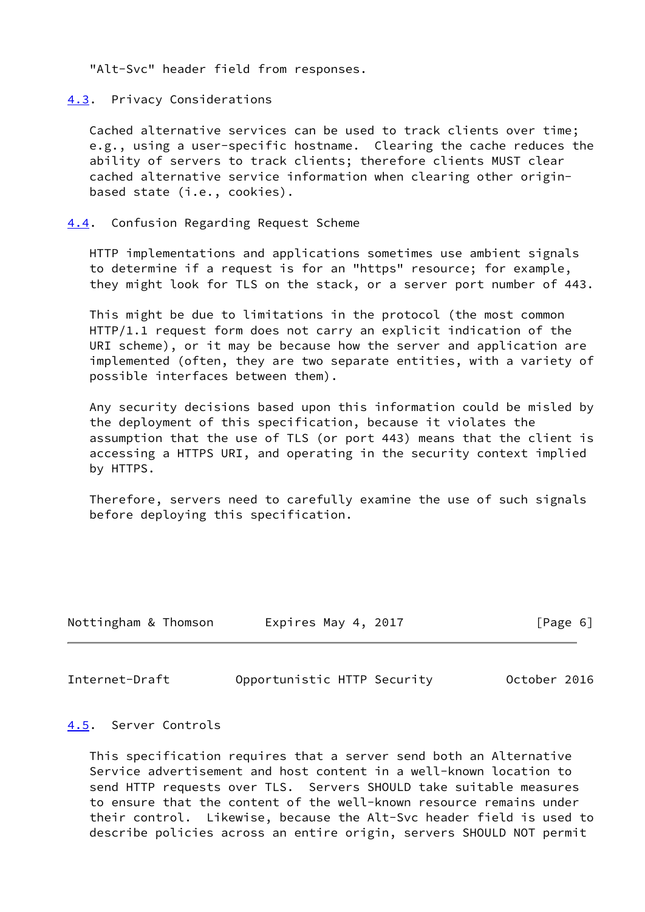"Alt-Svc" header field from responses.

### 4.3. Privacy Considerations

Cached alternative services can be used to track clients over time; e.g., using a user-specific hostname. Clearing the cache reduces the ability of servers to track clients; therefore clients MUST clear cached alternative service information when clearing other origin-based state (i.e., cookies).

### 4.4. Confusion Regarding Request Scheme

HTTP implementations and applications sometimes use ambient signals to determine if a request is for an "https" resource; for example, they might look for TLS on the stack, or a server port number of 443.

This might be due to limitations in the protocol (the most common HTTP/1.1 request form does not carry an explicit indication of the URI scheme), or it may be because how the server and application are implemented (often, they are two separate entities, with a variety of possible interfaces between them).

Any security decisions based upon this information could be misled by the deployment of this specification, because it violates the assumption that the use of TLS (or port 443) means that the client is accessing a HTTPS URI, and operating in the security context implied by HTTPS.

Therefore, servers need to carefully examine the use of such signals before deploying this specification.

### 4.5. Server Controls

This specification requires that a server send both an Alternative Service advertisement and host content in a well-known location to send HTTP requests over TLS. Servers SHOULD take suitable measures to ensure that the content of the well-known resource remains under their control. Likewise, because the Alt-Svc header field is used to describe policies across an entire origin, servers SHOULD NOT permit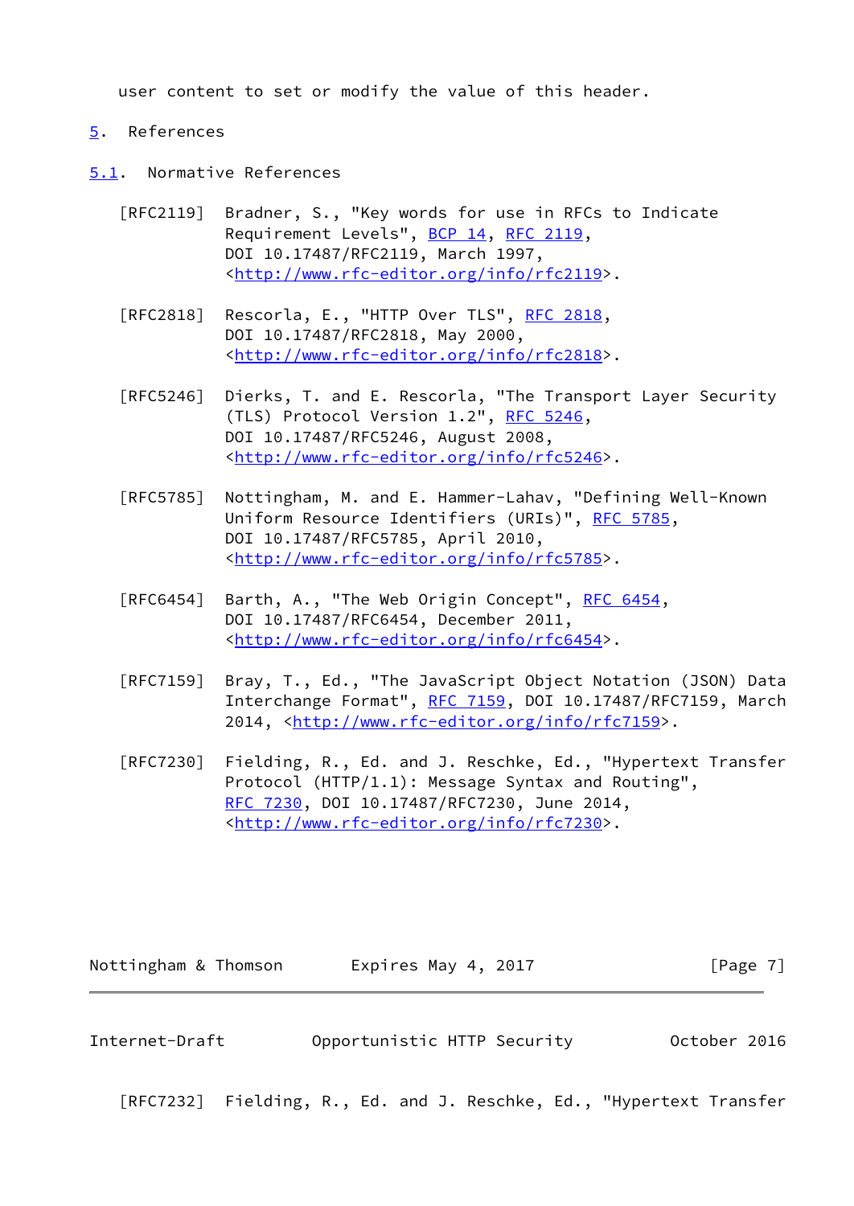user content to set or modify the value of this header.

# 5. References

## 5.1. Normative References

[RFC2119] Bradner, S., "Key words for use in RFCs to Indicate Requirement Levels", BCP 14, RFC 2119, DOI 10.17487/RFC2119, March 1997, <http://www.rfc-editor.org/info/rfc2119>.

[RFC2818] Rescorla, E., "HTTP Over TLS", RFC 2818, DOI 10.17487/RFC2818, May 2000, <http://www.rfc-editor.org/info/rfc2818>.

[RFC5246] Dierks, T. and E. Rescorla, "The Transport Layer Security (TLS) Protocol Version 1.2", RFC 5246, DOI 10.17487/RFC5246, August 2008, <http://www.rfc-editor.org/info/rfc5246>.

[RFC5785] Nottingham, M. and E. Hammer-Lahav, "Defining Well-Known Uniform Resource Identifiers (URIs)", RFC 5785, DOI 10.17487/RFC5785, April 2010, <http://www.rfc-editor.org/info/rfc5785>.

[RFC6454] Barth, A., "The Web Origin Concept", RFC 6454, DOI 10.17487/RFC6454, December 2011, <http://www.rfc-editor.org/info/rfc6454>.

[RFC7159] Bray, T., Ed., "The JavaScript Object Notation (JSON) Data Interchange Format", RFC 7159, DOI 10.17487/RFC7159, March 2014, <http://www.rfc-editor.org/info/rfc7159>.

[RFC7230] Fielding, R., Ed. and J. Reschke, Ed., "Hypertext Transfer Protocol (HTTP/1.1): Message Syntax and Routing", RFC 7230, DOI 10.17487/RFC7230, June 2014, <http://www.rfc-editor.org/info/rfc7230>.

[RFC7232] Fielding, R., Ed. and J. Reschke, Ed., "Hypertext Transfer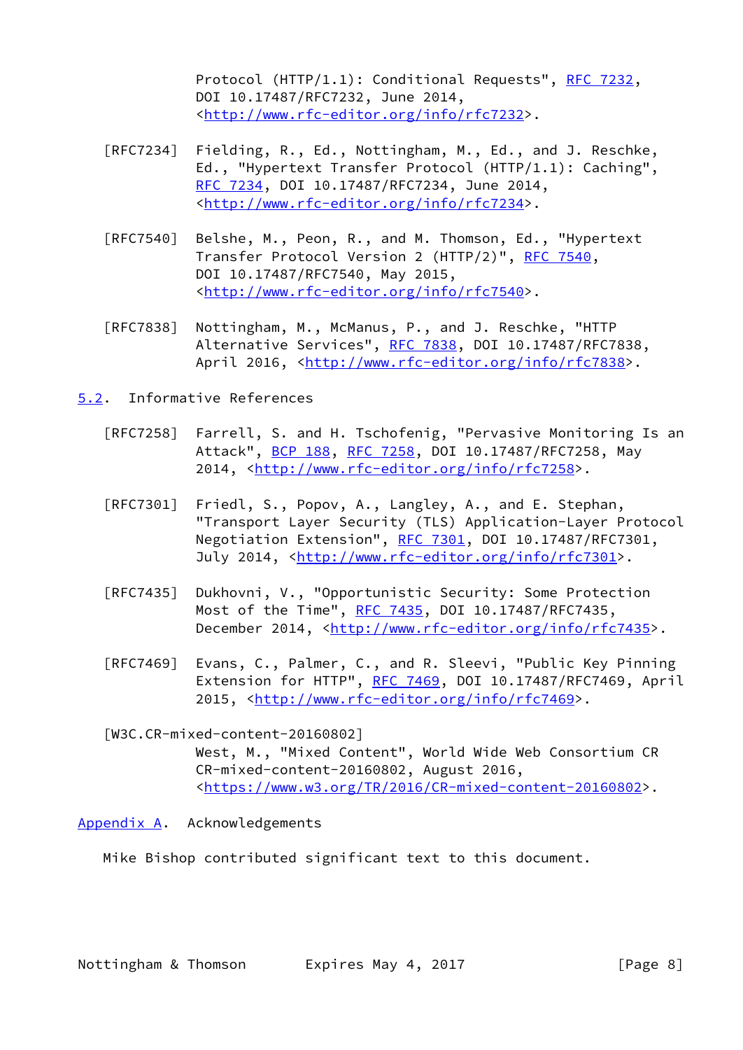Protocol (HTTP/1.1): Conditional Requests", RFC 7232, DOI 10.17487/RFC7232, June 2014, <http://www.rfc-editor.org/info/rfc7232>.

[RFC7234] Fielding, R., Ed., Nottingham, M., Ed., and J. Reschke, Ed., "Hypertext Transfer Protocol (HTTP/1.1): Caching", RFC 7234, DOI 10.17487/RFC7234, June 2014, <http://www.rfc-editor.org/info/rfc7234>.

[RFC7540] Belshe, M., Peon, R., and M. Thomson, Ed., "Hypertext Transfer Protocol Version 2 (HTTP/2)", RFC 7540, DOI 10.17487/RFC7540, May 2015, <http://www.rfc-editor.org/info/rfc7540>.

[RFC7838] Nottingham, M., McManus, P., and J. Reschke, "HTTP Alternative Services", RFC 7838, DOI 10.17487/RFC7838, April 2016, <http://www.rfc-editor.org/info/rfc7838>.

### 5.2. Informative References

[RFC7258] Farrell, S. and H. Tschofenig, "Pervasive Monitoring Is an Attack", BCP 188, RFC 7258, DOI 10.17487/RFC7258, May 2014, <http://www.rfc-editor.org/info/rfc7258>.

[RFC7301] Friedl, S., Popov, A., Langley, A., and E. Stephan, "Transport Layer Security (TLS) Application-Layer Protocol Negotiation Extension", RFC 7301, DOI 10.17487/RFC7301, July 2014, <http://www.rfc-editor.org/info/rfc7301>.

[RFC7435] Dukhovni, V., "Opportunistic Security: Some Protection Most of the Time", RFC 7435, DOI 10.17487/RFC7435, December 2014, <http://www.rfc-editor.org/info/rfc7435>.

[RFC7469] Evans, C., Palmer, C., and R. Sleevi, "Public Key Pinning Extension for HTTP", RFC 7469, DOI 10.17487/RFC7469, April 2015, <http://www.rfc-editor.org/info/rfc7469>.

[W3C.CR-mixed-content-20160802]
West, M., "Mixed Content", World Wide Web Consortium CR CR-mixed-content-20160802, August 2016, <https://www.w3.org/TR/2016/CR-mixed-content-20160802>.

## Appendix A. Acknowledgements

Mike Bishop contributed significant text to this document.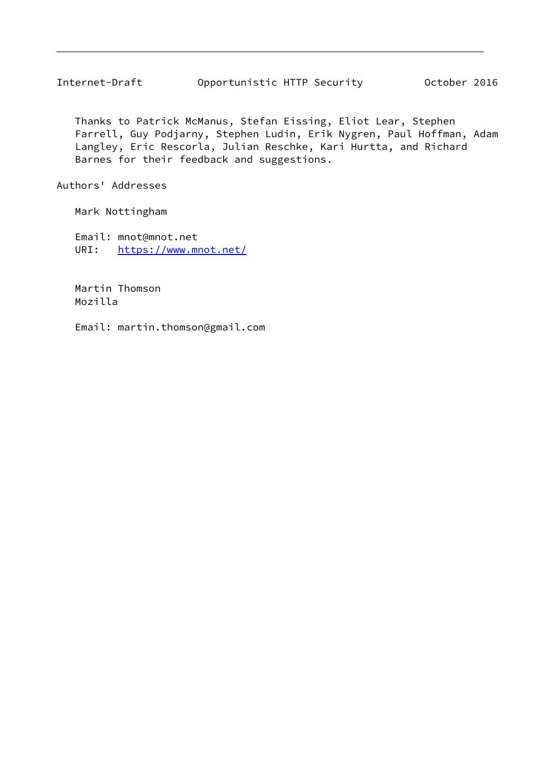Thanks to Patrick McManus, Stefan Eissing, Eliot Lear, Stephen Farrell, Guy Podjarny, Stephen Ludin, Erik Nygren, Paul Hoffman, Adam Langley, Eric Rescorla, Julian Reschke, Kari Hurtta, and Richard Barnes for their feedback and suggestions.

## Authors' Addresses

Mark Nottingham

Email: mnot@mnot.net
URI: https://www.mnot.net/

Martin Thomson
Mozilla

Email: martin.thomson@gmail.com